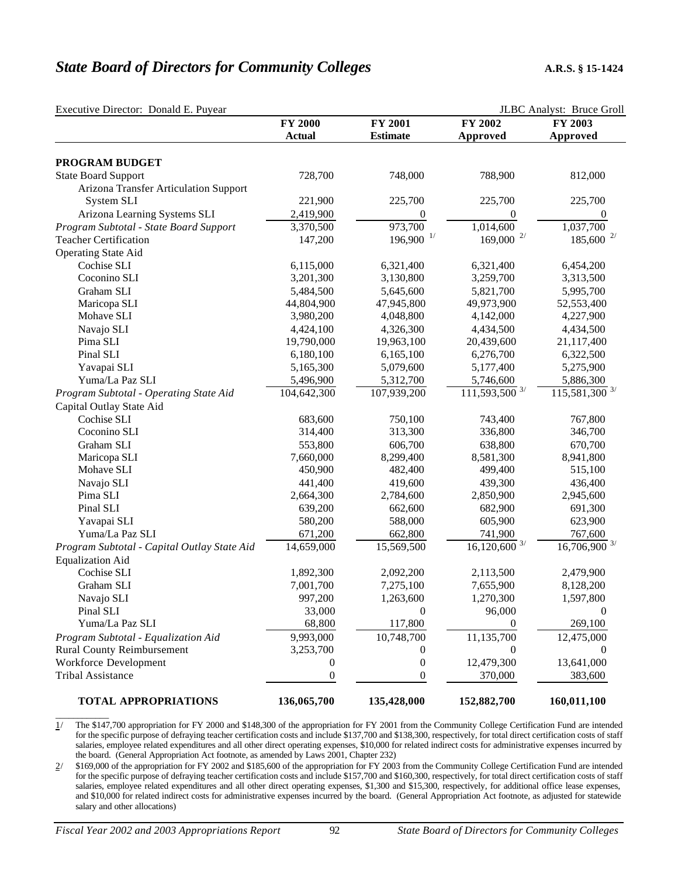## *State Board of Directors for Community Colleges* A.R.S. § 15-1424

Executive Director: Donald E. Puyear JLBC Analyst: Bruce Groll

| | FY 2000 Actual | FY 2001 Estimate | FY 2002 Approved | FY 2003 Approved |
|---|---|---|---|---|
| **PROGRAM BUDGET** | | | | |
| State Board Support | 728,700 | 748,000 | 788,900 | 812,000 |
| Arizona Transfer Articulation Support System SLI | 221,900 | 225,700 | 225,700 | 225,700 |
| Arizona Learning Systems SLI | 2,419,900 | 0 | 0 | 0 |
| *Program Subtotal - State Board Support* | 3,370,500 | 973,700 | 1,014,600 | 1,037,700 |
| Teacher Certification | 147,200 | 196,900 1/ | 169,000 2/ | 185,600 2/ |
| Operating State Aid | | | | |
| Cochise SLI | 6,115,000 | 6,321,400 | 6,321,400 | 6,454,200 |
| Coconino SLI | 3,201,300 | 3,130,800 | 3,259,700 | 3,313,500 |
| Graham SLI | 5,484,500 | 5,645,600 | 5,821,700 | 5,995,700 |
| Maricopa SLI | 44,804,900 | 47,945,800 | 49,973,900 | 52,553,400 |
| Mohave SLI | 3,980,200 | 4,048,800 | 4,142,000 | 4,227,900 |
| Navajo SLI | 4,424,100 | 4,326,300 | 4,434,500 | 4,434,500 |
| Pima SLI | 19,790,000 | 19,963,100 | 20,439,600 | 21,117,400 |
| Pinal SLI | 6,180,100 | 6,165,100 | 6,276,700 | 6,322,500 |
| Yavapai SLI | 5,165,300 | 5,079,600 | 5,177,400 | 5,275,900 |
| Yuma/La Paz SLI | 5,496,900 | 5,312,700 | 5,746,600 | 5,886,300 |
| *Program Subtotal - Operating State Aid* | 104,642,300 | 107,939,200 | 111,593,500 3/ | 115,581,300 3/ |
| Capital Outlay State Aid | | | | |
| Cochise SLI | 683,600 | 750,100 | 743,400 | 767,800 |
| Coconino SLI | 314,400 | 313,300 | 336,800 | 346,700 |
| Graham SLI | 553,800 | 606,700 | 638,800 | 670,700 |
| Maricopa SLI | 7,660,000 | 8,299,400 | 8,581,300 | 8,941,800 |
| Mohave SLI | 450,900 | 482,400 | 499,400 | 515,100 |
| Navajo SLI | 441,400 | 419,600 | 439,300 | 436,400 |
| Pima SLI | 2,664,300 | 2,784,600 | 2,850,900 | 2,945,600 |
| Pinal SLI | 639,200 | 662,600 | 682,900 | 691,300 |
| Yavapai SLI | 580,200 | 588,000 | 605,900 | 623,900 |
| Yuma/La Paz SLI | 671,200 | 662,800 | 741,900 | 767,600 |
| *Program Subtotal - Capital Outlay State Aid* | 14,659,000 | 15,569,500 | 16,120,600 3/ | 16,706,900 3/ |
| Equalization Aid | | | | |
| Cochise SLI | 1,892,300 | 2,092,200 | 2,113,500 | 2,479,900 |
| Graham SLI | 7,001,700 | 7,275,100 | 7,655,900 | 8,128,200 |
| Navajo SLI | 997,200 | 1,263,600 | 1,270,300 | 1,597,800 |
| Pinal SLI | 33,000 | 0 | 96,000 | 0 |
| Yuma/La Paz SLI | 68,800 | 117,800 | 0 | 269,100 |
| *Program Subtotal - Equalization Aid* | 9,993,000 | 10,748,700 | 11,135,700 | 12,475,000 |
| Rural County Reimbursement | 3,253,700 | 0 | 0 | 0 |
| Workforce Development | 0 | 0 | 12,479,300 | 13,641,000 |
| Tribal Assistance | 0 | 0 | 370,000 | 383,600 |
| **TOTAL APPROPRIATIONS** | **136,065,700** | **135,428,000** | **152,882,700** | **160,011,100** |

1/ The $147,700 appropriation for FY 2000 and $148,300 of the appropriation for FY 2001 from the Community College Certification Fund are intended for the specific purpose of defraying teacher certification costs and include $137,700 and $138,300, respectively, for total direct certification costs of staff salaries, employee related expenditures and all other direct operating expenses, $10,000 for related indirect costs for administrative expenses incurred by the board. (General Appropriation Act footnote, as amended by Laws 2001, Chapter 232)

2/ $169,000 of the appropriation for FY 2002 and $185,600 of the appropriation for FY 2003 from the Community College Certification Fund are intended for the specific purpose of defraying teacher certification costs and include $157,700 and $160,300, respectively, for total direct certification costs of staff salaries, employee related expenditures and all other direct operating expenses, $1,300 and $15,300, respectively, for additional office lease expenses, and $10,000 for related indirect costs for administrative expenses incurred by the board. (General Appropriation Act footnote, as adjusted for statewide salary and other allocations)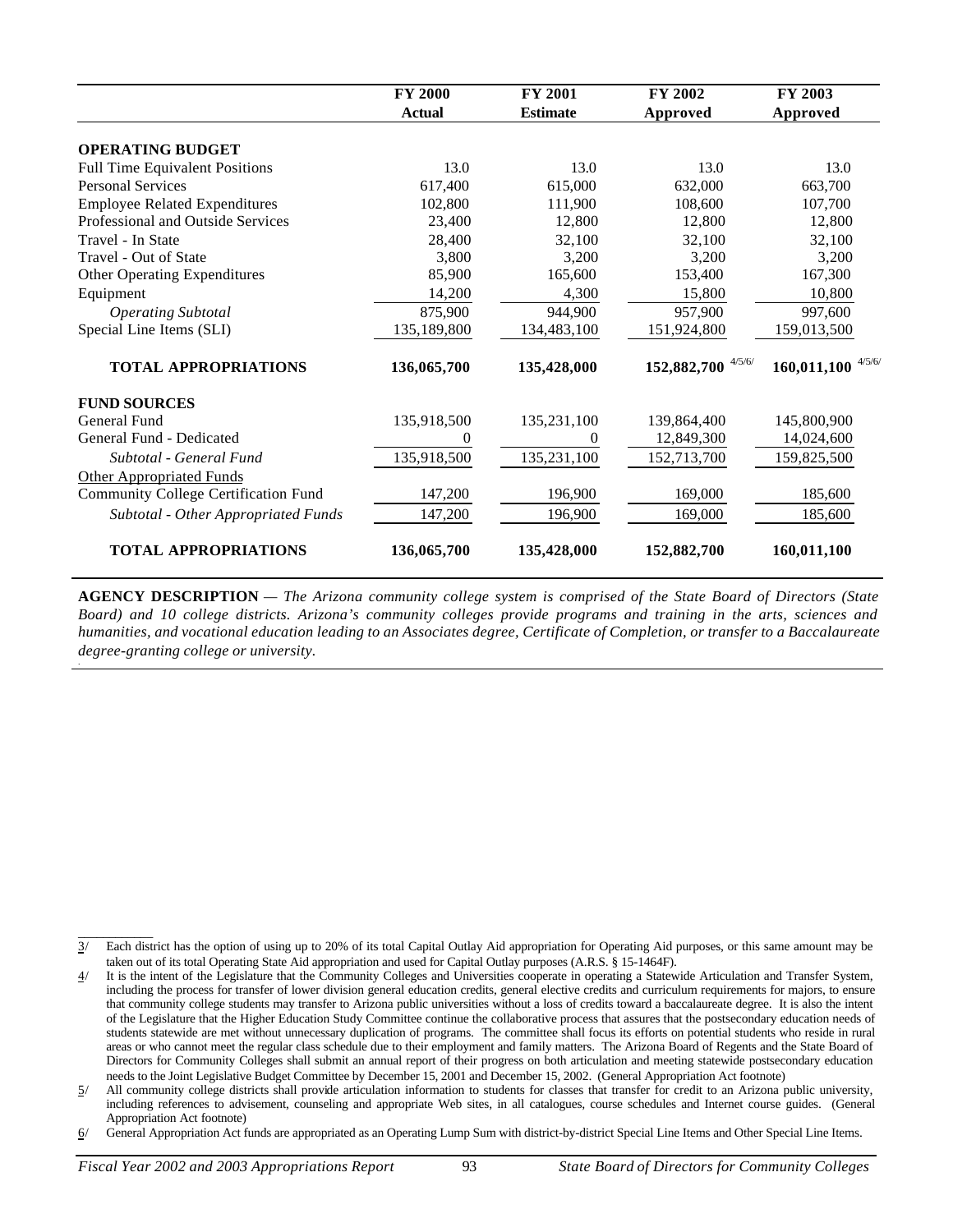| | FY 2000 Actual | FY 2001 Estimate | FY 2002 Approved | FY 2003 Approved |
|---|---|---|---|---|
| **OPERATING BUDGET** | | | | |
| Full Time Equivalent Positions | 13.0 | 13.0 | 13.0 | 13.0 |
| Personal Services | 617,400 | 615,000 | 632,000 | 663,700 |
| Employee Related Expenditures | 102,800 | 111,900 | 108,600 | 107,700 |
| Professional and Outside Services | 23,400 | 12,800 | 12,800 | 12,800 |
| Travel - In State | 28,400 | 32,100 | 32,100 | 32,100 |
| Travel - Out of State | 3,800 | 3,200 | 3,200 | 3,200 |
| Other Operating Expenditures | 85,900 | 165,600 | 153,400 | 167,300 |
| Equipment | 14,200 | 4,300 | 15,800 | 10,800 |
| *Operating Subtotal* | 875,900 | 944,900 | 957,900 | 997,600 |
| Special Line Items (SLI) | 135,189,800 | 134,483,100 | 151,924,800 | 159,013,500 |
| **TOTAL APPROPRIATIONS** | **136,065,700** | **135,428,000** | **152,882,700** [4/5/6/] | **160,011,100** [4/5/6/] |
| **FUND SOURCES** | | | | |
| General Fund | 135,918,500 | 135,231,100 | 139,864,400 | 145,800,900 |
| General Fund - Dedicated | 0 | 0 | 12,849,300 | 14,024,600 |
| *Subtotal - General Fund* | 135,918,500 | 135,231,100 | 152,713,700 | 159,825,500 |
| Other Appropriated Funds | | | | |
| Community College Certification Fund | 147,200 | 196,900 | 169,000 | 185,600 |
| *Subtotal - Other Appropriated Funds* | 147,200 | 196,900 | 169,000 | 185,600 |
| **TOTAL APPROPRIATIONS** | **136,065,700** | **135,428,000** | **152,882,700** | **160,011,100** |

**AGENCY DESCRIPTION** — *The Arizona community college system is comprised of the State Board of Directors (State Board) and 10 college districts. Arizona's community colleges provide programs and training in the arts, sciences and humanities, and vocational education leading to an Associates degree, Certificate of Completion, or transfer to a Baccalaureate degree-granting college or university.*

---

3/ Each district has the option of using up to 20% of its total Capital Outlay Aid appropriation for Operating Aid purposes, or this same amount may be taken out of its total Operating State Aid appropriation and used for Capital Outlay purposes (A.R.S. § 15-1464F).

4/ It is the intent of the Legislature that the Community Colleges and Universities cooperate in operating a Statewide Articulation and Transfer System, including the process for transfer of lower division general education credits, general elective credits and curriculum requirements for majors, to ensure that community college students may transfer to Arizona public universities without a loss of credits toward a baccalaureate degree. It is also the intent of the Legislature that the Higher Education Study Committee continue the collaborative process that assures that the postsecondary education needs of students statewide are met without unnecessary duplication of programs. The committee shall focus its efforts on potential students who reside in rural areas or who cannot meet the regular class schedule due to their employment and family matters. The Arizona Board of Regents and the State Board of Directors for Community Colleges shall submit an annual report of their progress on both articulation and meeting statewide postsecondary education needs to the Joint Legislative Budget Committee by December 15, 2001 and December 15, 2002. (General Appropriation Act footnote)

5/ All community college districts shall provide articulation information to students for classes that transfer for credit to an Arizona public university, including references to advisement, counseling and appropriate Web sites, in all catalogues, course schedules and Internet course guides. (General Appropriation Act footnote)

6/ General Appropriation Act funds are appropriated as an Operating Lump Sum with district-by-district Special Line Items and Other Special Line Items.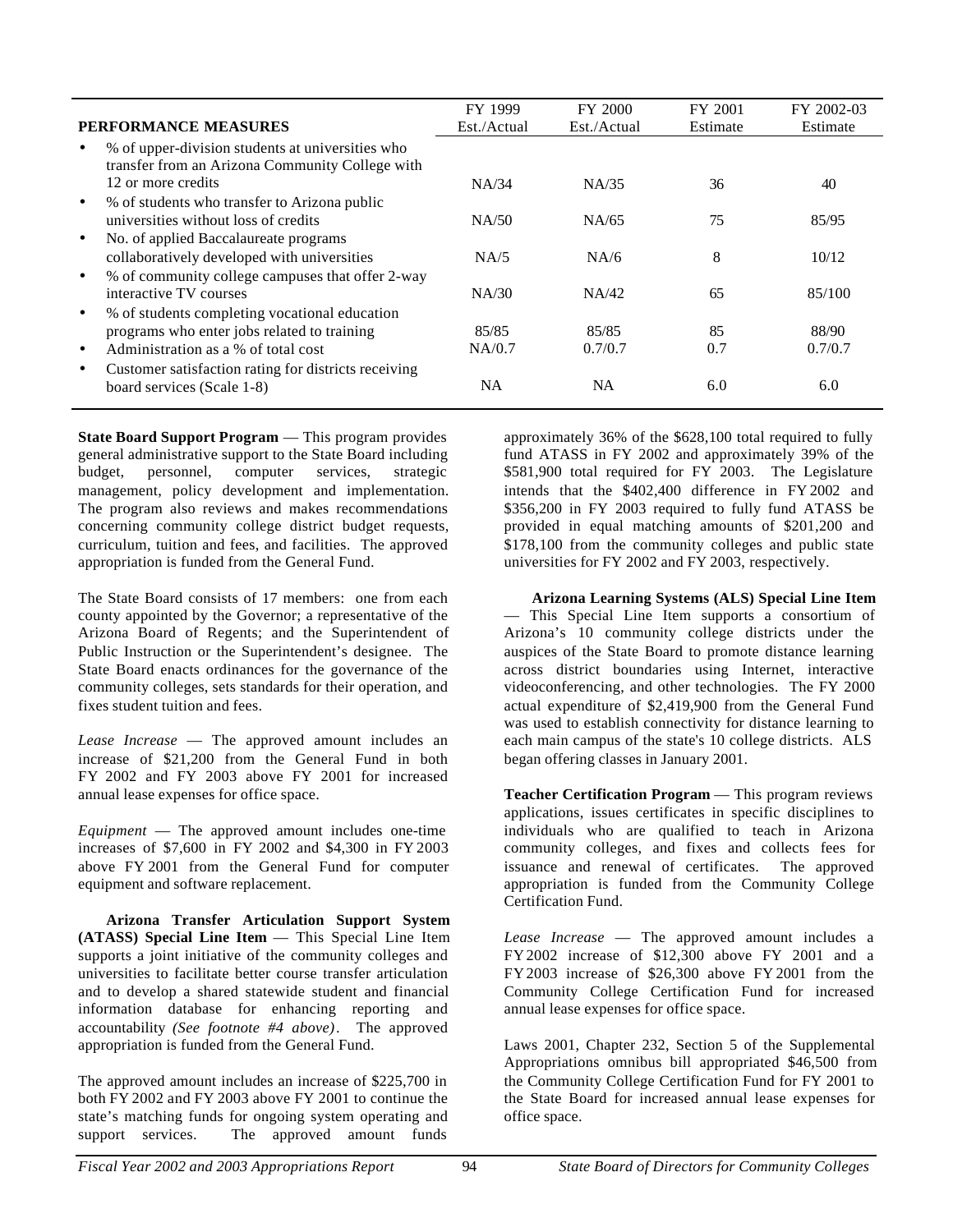| PERFORMANCE MEASURES | FY 1999 Est./Actual | FY 2000 Est./Actual | FY 2001 Estimate | FY 2002-03 Estimate |
|---|---|---|---|---|
| • % of upper-division students at universities who transfer from an Arizona Community College with 12 or more credits | NA/34 | NA/35 | 36 | 40 |
| • % of students who transfer to Arizona public universities without loss of credits | NA/50 | NA/65 | 75 | 85/95 |
| • No. of applied Baccalaureate programs collaboratively developed with universities | NA/5 | NA/6 | 8 | 10/12 |
| • % of community college campuses that offer 2-way interactive TV courses | NA/30 | NA/42 | 65 | 85/100 |
| • % of students completing vocational education programs who enter jobs related to training | 85/85 | 85/85 | 85 | 88/90 |
| • Administration as a % of total cost | NA/0.7 | 0.7/0.7 | 0.7 | 0.7/0.7 |
| • Customer satisfaction rating for districts receiving board services (Scale 1-8) | NA | NA | 6.0 | 6.0 |

**State Board Support Program** — This program provides general administrative support to the State Board including budget, personnel, computer services, strategic management, policy development and implementation. The program also reviews and makes recommendations concerning community college district budget requests, curriculum, tuition and fees, and facilities. The approved appropriation is funded from the General Fund.

The State Board consists of 17 members: one from each county appointed by the Governor; a representative of the Arizona Board of Regents; and the Superintendent of Public Instruction or the Superintendent's designee. The State Board enacts ordinances for the governance of the community colleges, sets standards for their operation, and fixes student tuition and fees.

*Lease Increase* — The approved amount includes an increase of $21,200 from the General Fund in both FY 2002 and FY 2003 above FY 2001 for increased annual lease expenses for office space.

*Equipment* — The approved amount includes one-time increases of $7,600 in FY 2002 and $4,300 in FY 2003 above FY 2001 from the General Fund for computer equipment and software replacement.

**Arizona Transfer Articulation Support System (ATASS) Special Line Item** — This Special Line Item supports a joint initiative of the community colleges and universities to facilitate better course transfer articulation and to develop a shared statewide student and financial information database for enhancing reporting and accountability *(See footnote #4 above)*. The approved appropriation is funded from the General Fund.

The approved amount includes an increase of $225,700 in both FY 2002 and FY 2003 above FY 2001 to continue the state's matching funds for ongoing system operating and support services. The approved amount funds approximately 36% of the $628,100 total required to fully fund ATASS in FY 2002 and approximately 39% of the $581,900 total required for FY 2003. The Legislature intends that the $402,400 difference in FY 2002 and $356,200 in FY 2003 required to fully fund ATASS be provided in equal matching amounts of $201,200 and $178,100 from the community colleges and public state universities for FY 2002 and FY 2003, respectively.

**Arizona Learning Systems (ALS) Special Line Item** — This Special Line Item supports a consortium of Arizona's 10 community college districts under the auspices of the State Board to promote distance learning across district boundaries using Internet, interactive videoconferencing, and other technologies. The FY 2000 actual expenditure of $2,419,900 from the General Fund was used to establish connectivity for distance learning to each main campus of the state's 10 college districts. ALS began offering classes in January 2001.

**Teacher Certification Program** — This program reviews applications, issues certificates in specific disciplines to individuals who are qualified to teach in Arizona community colleges, and fixes and collects fees for issuance and renewal of certificates. The approved appropriation is funded from the Community College Certification Fund.

*Lease Increase* — The approved amount includes a FY 2002 increase of $12,300 above FY 2001 and a FY 2003 increase of $26,300 above FY 2001 from the Community College Certification Fund for increased annual lease expenses for office space.

Laws 2001, Chapter 232, Section 5 of the Supplemental Appropriations omnibus bill appropriated $46,500 from the Community College Certification Fund for FY 2001 to the State Board for increased annual lease expenses for office space.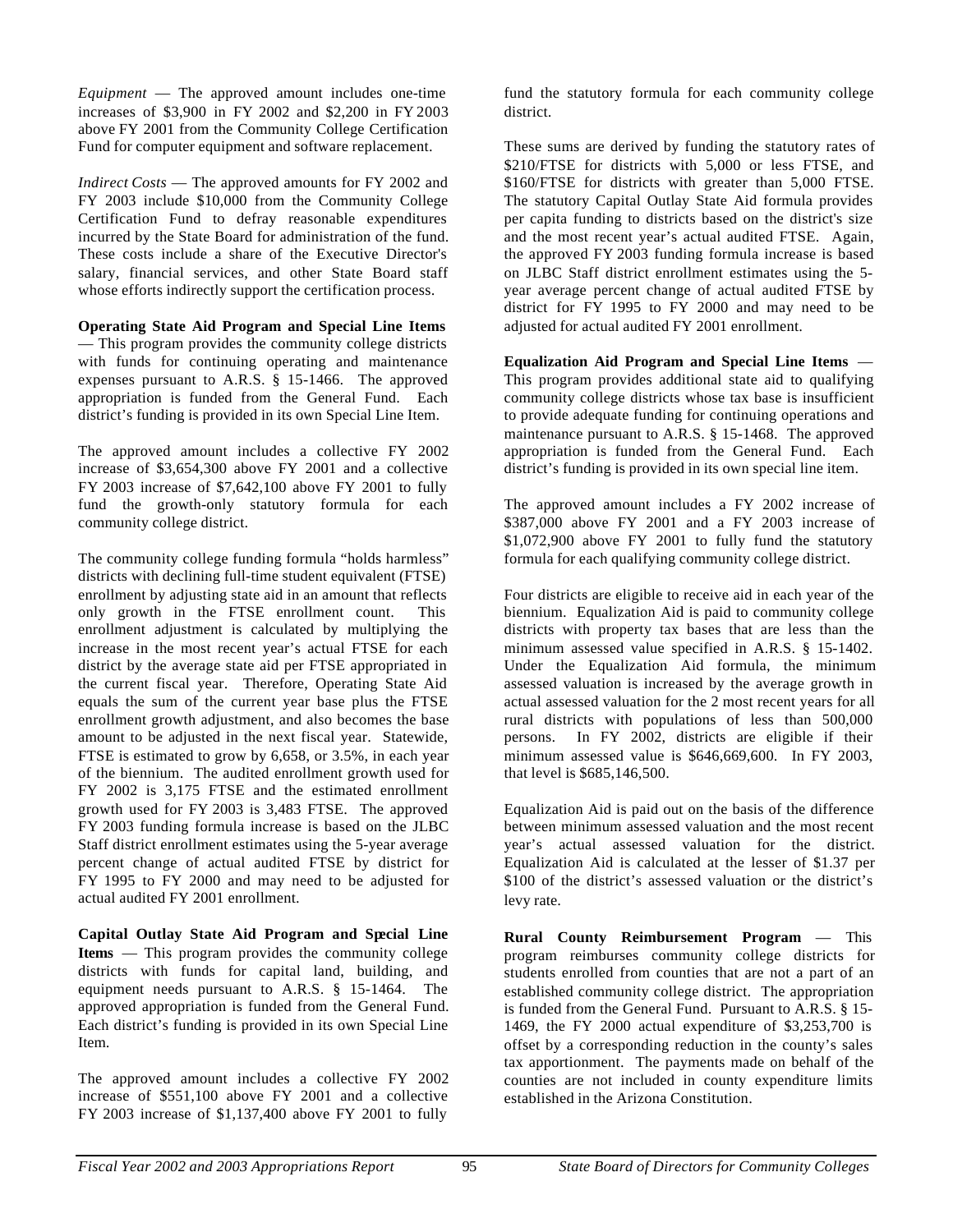*Equipment* — The approved amount includes one-time increases of $3,900 in FY 2002 and $2,200 in FY 2003 above FY 2001 from the Community College Certification Fund for computer equipment and software replacement.

*Indirect Costs* — The approved amounts for FY 2002 and FY 2003 include $10,000 from the Community College Certification Fund to defray reasonable expenditures incurred by the State Board for administration of the fund. These costs include a share of the Executive Director's salary, financial services, and other State Board staff whose efforts indirectly support the certification process.

**Operating State Aid Program and Special Line Items** — This program provides the community college districts with funds for continuing operating and maintenance expenses pursuant to A.R.S. § 15-1466. The approved appropriation is funded from the General Fund. Each district's funding is provided in its own Special Line Item.

The approved amount includes a collective FY 2002 increase of $3,654,300 above FY 2001 and a collective FY 2003 increase of $7,642,100 above FY 2001 to fully fund the growth-only statutory formula for each community college district.

The community college funding formula "holds harmless" districts with declining full-time student equivalent (FTSE) enrollment by adjusting state aid in an amount that reflects only growth in the FTSE enrollment count. This enrollment adjustment is calculated by multiplying the increase in the most recent year's actual FTSE for each district by the average state aid per FTSE appropriated in the current fiscal year. Therefore, Operating State Aid equals the sum of the current year base plus the FTSE enrollment growth adjustment, and also becomes the base amount to be adjusted in the next fiscal year. Statewide, FTSE is estimated to grow by 6,658, or 3.5%, in each year of the biennium. The audited enrollment growth used for FY 2002 is 3,175 FTSE and the estimated enrollment growth used for FY 2003 is 3,483 FTSE. The approved FY 2003 funding formula increase is based on the JLBC Staff district enrollment estimates using the 5-year average percent change of actual audited FTSE by district for FY 1995 to FY 2000 and may need to be adjusted for actual audited FY 2001 enrollment.

**Capital Outlay State Aid Program and Special Line Items** — This program provides the community college districts with funds for capital land, building, and equipment needs pursuant to A.R.S. § 15-1464. The approved appropriation is funded from the General Fund. Each district's funding is provided in its own Special Line Item.

The approved amount includes a collective FY 2002 increase of $551,100 above FY 2001 and a collective FY 2003 increase of $1,137,400 above FY 2001 to fully fund the statutory formula for each community college district.

These sums are derived by funding the statutory rates of $210/FTSE for districts with 5,000 or less FTSE, and $160/FTSE for districts with greater than 5,000 FTSE. The statutory Capital Outlay State Aid formula provides per capita funding to districts based on the district's size and the most recent year's actual audited FTSE. Again, the approved FY 2003 funding formula increase is based on JLBC Staff district enrollment estimates using the 5-year average percent change of actual audited FTSE by district for FY 1995 to FY 2000 and may need to be adjusted for actual audited FY 2001 enrollment.

**Equalization Aid Program and Special Line Items** — This program provides additional state aid to qualifying community college districts whose tax base is insufficient to provide adequate funding for continuing operations and maintenance pursuant to A.R.S. § 15-1468. The approved appropriation is funded from the General Fund. Each district's funding is provided in its own special line item.

The approved amount includes a FY 2002 increase of $387,000 above FY 2001 and a FY 2003 increase of $1,072,900 above FY 2001 to fully fund the statutory formula for each qualifying community college district.

Four districts are eligible to receive aid in each year of the biennium. Equalization Aid is paid to community college districts with property tax bases that are less than the minimum assessed value specified in A.R.S. § 15-1402. Under the Equalization Aid formula, the minimum assessed valuation is increased by the average growth in actual assessed valuation for the 2 most recent years for all rural districts with populations of less than 500,000 persons. In FY 2002, districts are eligible if their minimum assessed value is $646,669,600. In FY 2003, that level is $685,146,500.

Equalization Aid is paid out on the basis of the difference between minimum assessed valuation and the most recent year's actual assessed valuation for the district. Equalization Aid is calculated at the lesser of $1.37 per $100 of the district's assessed valuation or the district's levy rate.

**Rural County Reimbursement Program** — This program reimburses community college districts for students enrolled from counties that are not a part of an established community college district. The appropriation is funded from the General Fund. Pursuant to A.R.S. § 15-1469, the FY 2000 actual expenditure of $3,253,700 is offset by a corresponding reduction in the county's sales tax apportionment. The payments made on behalf of the counties are not included in county expenditure limits established in the Arizona Constitution.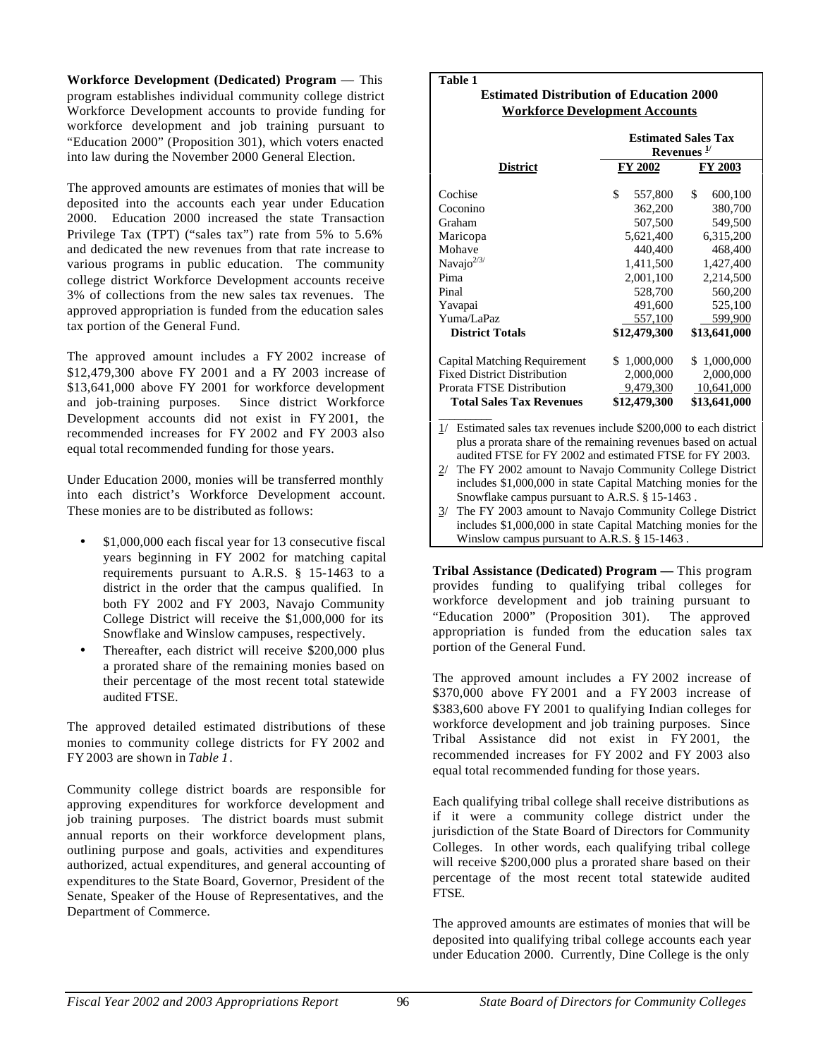**Workforce Development (Dedicated) Program** — This program establishes individual community college district Workforce Development accounts to provide funding for workforce development and job training pursuant to "Education 2000" (Proposition 301), which voters enacted into law during the November 2000 General Election.

The approved amounts are estimates of monies that will be deposited into the accounts each year under Education 2000. Education 2000 increased the state Transaction Privilege Tax (TPT) ("sales tax") rate from 5% to 5.6% and dedicated the new revenues from that rate increase to various programs in public education. The community college district Workforce Development accounts receive 3% of collections from the new sales tax revenues. The approved appropriation is funded from the education sales tax portion of the General Fund.

The approved amount includes a FY 2002 increase of $12,479,300 above FY 2001 and a FY 2003 increase of $13,641,000 above FY 2001 for workforce development and job-training purposes. Since district Workforce Development accounts did not exist in FY 2001, the recommended increases for FY 2002 and FY 2003 also equal total recommended funding for those years.

Under Education 2000, monies will be transferred monthly into each district's Workforce Development account. These monies are to be distributed as follows:

- $1,000,000 each fiscal year for 13 consecutive fiscal years beginning in FY 2002 for matching capital requirements pursuant to A.R.S. § 15-1463 to a district in the order that the campus qualified. In both FY 2002 and FY 2003, Navajo Community College District will receive the $1,000,000 for its Snowflake and Winslow campuses, respectively.
- Thereafter, each district will receive $200,000 plus a prorated share of the remaining monies based on their percentage of the most recent total statewide audited FTSE.

The approved detailed estimated distributions of these monies to community college districts for FY 2002 and FY 2003 are shown in *Table 1*.

Community college district boards are responsible for approving expenditures for workforce development and job training purposes. The district boards must submit annual reports on their workforce development plans, outlining purpose and goals, activities and expenditures authorized, actual expenditures, and general accounting of expenditures to the State Board, Governor, President of the Senate, Speaker of the House of Representatives, and the Department of Commerce.

**Table 1**

**Estimated Distribution of Education 2000 Workforce Development Accounts**

| District | Estimated Sales Tax Revenues [1/] FY 2002 | FY 2003 |
|---|---|---|
| Cochise | $ 557,800 | $ 600,100 |
| Coconino | 362,200 | 380,700 |
| Graham | 507,500 | 549,500 |
| Maricopa | 5,621,400 | 6,315,200 |
| Mohave | 440,400 | 468,400 |
| Navajo[2/3/] | 1,411,500 | 1,427,400 |
| Pima | 2,001,100 | 2,214,500 |
| Pinal | 528,700 | 560,200 |
| Yavapai | 491,600 | 525,100 |
| Yuma/LaPaz | 557,100 | 599,900 |
| **District Totals** | **$12,479,300** | **$13,641,000** |
| | | |
| Capital Matching Requirement | $ 1,000,000 | $ 1,000,000 |
| Fixed District Distribution | 2,000,000 | 2,000,000 |
| Prorata FTSE Distribution | 9,479,300 | 10,641,000 |
| **Total Sales Tax Revenues** | **$12,479,300** | **$13,641,000** |

1/ Estimated sales tax revenues include $200,000 to each district plus a prorata share of the remaining revenues based on actual audited FTSE for FY 2002 and estimated FTSE for FY 2003.

2/ The FY 2002 amount to Navajo Community College District includes $1,000,000 in state Capital Matching monies for the Snowflake campus pursuant to A.R.S. § 15-1463 .

3/ The FY 2003 amount to Navajo Community College District includes $1,000,000 in state Capital Matching monies for the Winslow campus pursuant to A.R.S. § 15-1463 .

**Tribal Assistance (Dedicated) Program —** This program provides funding to qualifying tribal colleges for workforce development and job training pursuant to "Education 2000" (Proposition 301). The approved appropriation is funded from the education sales tax portion of the General Fund.

The approved amount includes a FY 2002 increase of $370,000 above FY 2001 and a FY 2003 increase of $383,600 above FY 2001 to qualifying Indian colleges for workforce development and job training purposes. Since Tribal Assistance did not exist in FY 2001, the recommended increases for FY 2002 and FY 2003 also equal total recommended funding for those years.

Each qualifying tribal college shall receive distributions as if it were a community college district under the jurisdiction of the State Board of Directors for Community Colleges. In other words, each qualifying tribal college will receive $200,000 plus a prorated share based on their percentage of the most recent total statewide audited FTSE.

The approved amounts are estimates of monies that will be deposited into qualifying tribal college accounts each year under Education 2000. Currently, Dine College is the only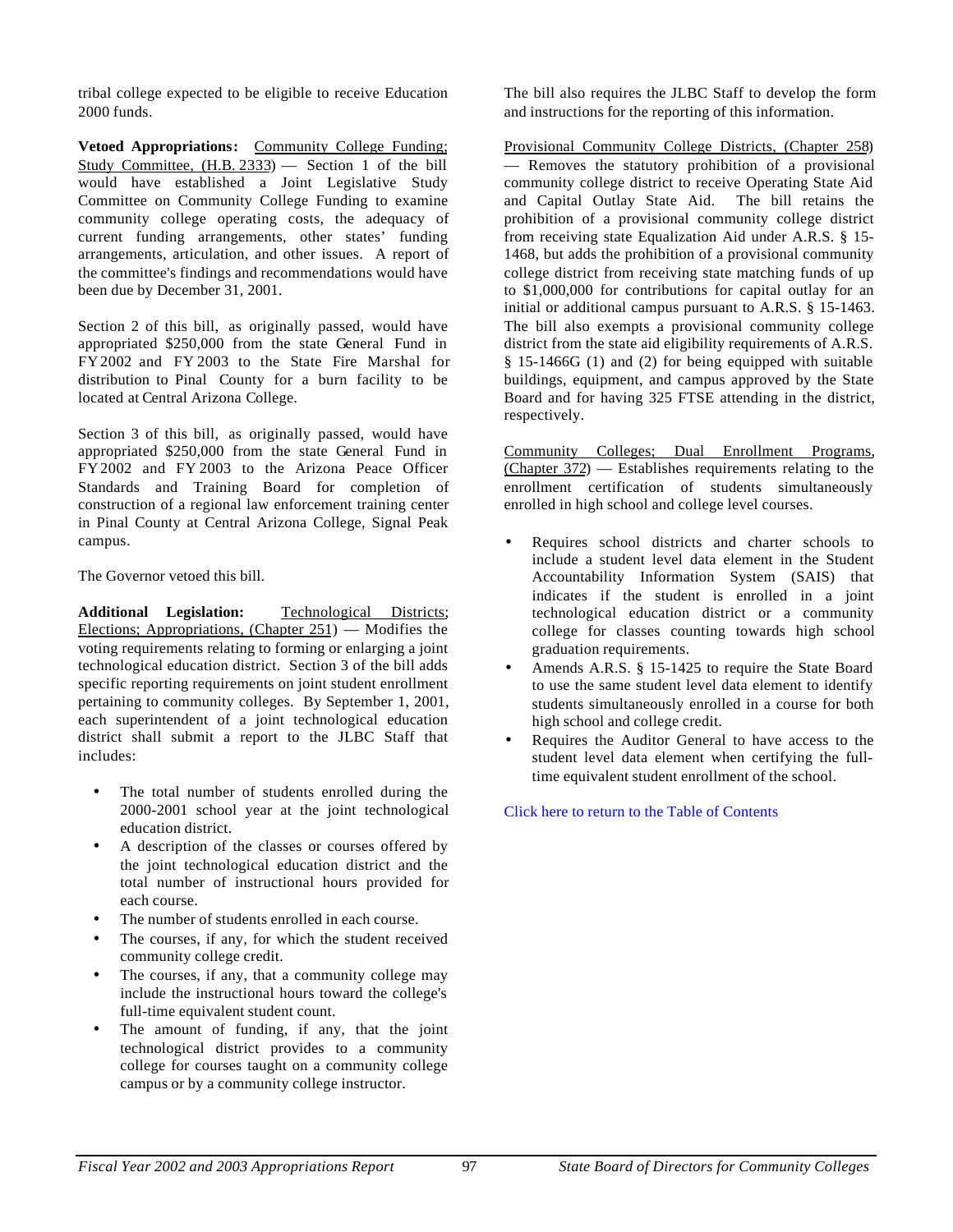tribal college expected to be eligible to receive Education 2000 funds.

**Vetoed Appropriations:** Community College Funding; Study Committee, (H.B. 2333) — Section 1 of the bill would have established a Joint Legislative Study Committee on Community College Funding to examine community college operating costs, the adequacy of current funding arrangements, other states' funding arrangements, articulation, and other issues. A report of the committee's findings and recommendations would have been due by December 31, 2001.

Section 2 of this bill, as originally passed, would have appropriated $250,000 from the state General Fund in FY 2002 and FY 2003 to the State Fire Marshal for distribution to Pinal County for a burn facility to be located at Central Arizona College.

Section 3 of this bill, as originally passed, would have appropriated $250,000 from the state General Fund in FY 2002 and FY 2003 to the Arizona Peace Officer Standards and Training Board for completion of construction of a regional law enforcement training center in Pinal County at Central Arizona College, Signal Peak campus.

The Governor vetoed this bill.

**Additional Legislation:** Technological Districts; Elections; Appropriations, (Chapter 251) — Modifies the voting requirements relating to forming or enlarging a joint technological education district. Section 3 of the bill adds specific reporting requirements on joint student enrollment pertaining to community colleges. By September 1, 2001, each superintendent of a joint technological education district shall submit a report to the JLBC Staff that includes:

- The total number of students enrolled during the 2000-2001 school year at the joint technological education district.
- A description of the classes or courses offered by the joint technological education district and the total number of instructional hours provided for each course.
- The number of students enrolled in each course.
- The courses, if any, for which the student received community college credit.
- The courses, if any, that a community college may include the instructional hours toward the college's full-time equivalent student count.
- The amount of funding, if any, that the joint technological district provides to a community college for courses taught on a community college campus or by a community college instructor.

The bill also requires the JLBC Staff to develop the form and instructions for the reporting of this information.

Provisional Community College Districts, (Chapter 258) — Removes the statutory prohibition of a provisional community college district to receive Operating State Aid and Capital Outlay State Aid. The bill retains the prohibition of a provisional community college district from receiving state Equalization Aid under A.R.S. § 15-1468, but adds the prohibition of a provisional community college district from receiving state matching funds of up to $1,000,000 for contributions for capital outlay for an initial or additional campus pursuant to A.R.S. § 15-1463. The bill also exempts a provisional community college district from the state aid eligibility requirements of A.R.S. § 15-1466G (1) and (2) for being equipped with suitable buildings, equipment, and campus approved by the State Board and for having 325 FTSE attending in the district, respectively.

Community Colleges; Dual Enrollment Programs, (Chapter 372) — Establishes requirements relating to the enrollment certification of students simultaneously enrolled in high school and college level courses.

- Requires school districts and charter schools to include a student level data element in the Student Accountability Information System (SAIS) that indicates if the student is enrolled in a joint technological education district or a community college for classes counting towards high school graduation requirements.
- Amends A.R.S. § 15-1425 to require the State Board to use the same student level data element to identify students simultaneously enrolled in a course for both high school and college credit.
- Requires the Auditor General to have access to the student level data element when certifying the full-time equivalent student enrollment of the school.

Click here to return to the Table of Contents